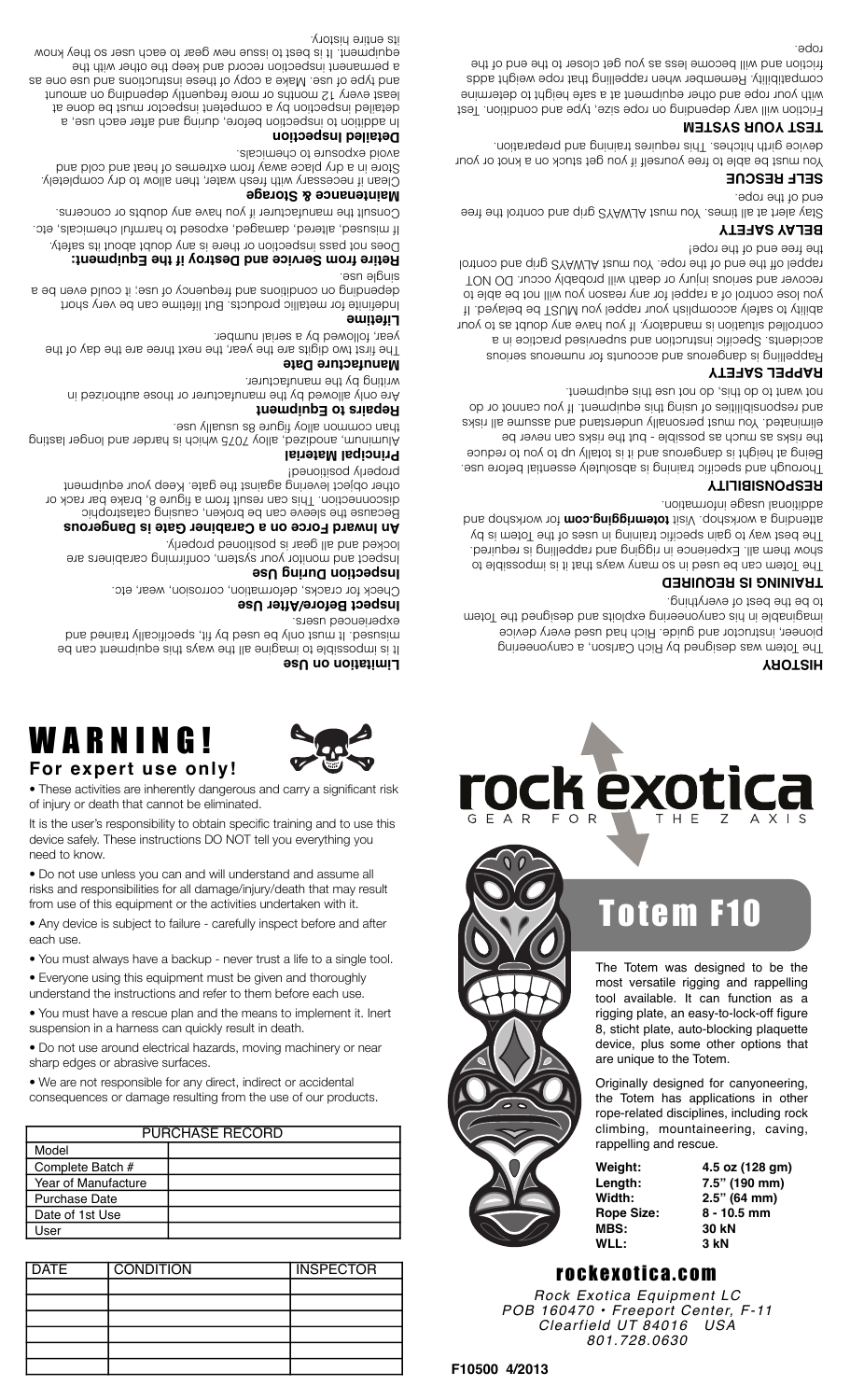# Totem F10

The Totem was designed to be the most versatile rigging and rappelling tool available. It can function as a rigging plate, an easy-to-lock-off figure 8, sticht plate, auto-blocking plaquette device, plus some other options that are unique to the Totem.

Originally designed for canyoneering, the Totem has applications in other rope-related disciplines, including rock climbing, mountaineering, caving, rappelling and rescue.

| | |
|---|---|
| **Weight:** | **4.5 oz (128 gm)** |
| **Length:** | **7.5" (190 mm)** |
| **Width:** | **2.5" (64 mm)** |
| **Rope Size:** | **8 - 10.5 mm** |
| **MBS:** | **30 kN** |
| **WLL:** | **3 kN** |

rock exotica
GEAR FOR THE Z AXIS

## rockexotica.com

*Rock Exotica Equipment LC*
*POB 160470 • Freeport Center, F-11*
*Clearfield UT 84016 USA*
*801.728.0630*

**F10500 4/2013**

# WARNING!

## For expert use only!

- These activities are inherently dangerous and carry a significant risk of injury or death that cannot be eliminated.

It is the user's responsibility to obtain specific training and to use this device safely. These instructions DO NOT tell you everything you need to know.

- Do not use unless you can and will understand and assume all risks and responsibilities for all damage/injury/death that may result from use of this equipment or the activities undertaken with it.
- Any device is subject to failure - carefully inspect before and after each use.
- You must always have a backup - never trust a life to a single tool.
- Everyone using this equipment must be given and thoroughly understand the instructions and refer to them before each use.
- You must have a rescue plan and the means to implement it. Inert suspension in a harness can quickly result in death.
- Do not use around electrical hazards, moving machinery or near sharp edges or abrasive surfaces.
- We are not responsible for any direct, indirect or accidental consequences or damage resulting from the use of our products.

| PURCHASE RECORD | |
|---|---|
| Model | |
| Complete Batch # | |
| Year of Manufacture | |
| Purchase Date | |
| Date of 1st Use | |
| User | |

| DATE | CONDITION | INSPECTOR |
|---|---|---|
| | | |
| | | |
| | | |
| | | |
| | | |
| | | |

## HISTORY

The Totem was designed by Rich Carlson, a canyoneering pioneer, instructor and guide. Rich had used every device imaginable in his canyoneering exploits and designed the Totem to be the best of everything.

## TRAINING IS REQUIRED

The Totem can be used in so many ways that it is impossible to show them all. Experience in rigging and rappelling is required. The best way to gain specific training in uses of the Totem is by attending a workshop. Visit **totemrigging.com** for workshop and additional usage information.

## RESPONSIBILITY

Thorough and specific training is absolutely essential before use. Being at height is dangerous and it is totally up to you to reduce the risks as much as possible - but the risks can never be eliminated. You must personally understand and assume all risks and responsibilities of using this equipment. If you cannot or do not want to do this, do not use this equipment.

## RAPPEL SAFETY

Rappelling is dangerous and accounts for numerous serious accidents. Specific instruction and supervised practice in a controlled situation is mandatory. If you have any doubt as to your ability to safely accomplish your rappel you MUST be belayed. If you lose control of a rappel for any reason you will not be able to recover and serious injury or death will probably occur. DO NOT rappel off the end of the rope. You must ALWAYS grip and control the free end of the rope!

## BELAY SAFETY

Stay alert at all times. You must ALWAYS grip and control the free end of the rope.

## SELF RESCUE

You must be able to free yourself if you get stuck on a knot or your device girth hitches. This requires training and preparation.

## TEST YOUR SYSTEM

Friction will vary depending on rope size, type and condition. Test with your rope and other equipment at a safe height to determine compatibility. Remember when rappelling that rope weight adds friction and will become less as you get closer to the end of the rope.

**Limitation on Use**
It is impossible to imagine all the ways this equipment can be misused. It must only be used by fit, specifically trained and experienced users.

**Inspect Before/After Use**
Check for cracks, deformation, corrosion, wear, etc.

**Inspection During Use**
Inspect and monitor your system, confirming carabiners are locked and all gear is positioned properly.

**An Inward Force on a Carabiner Gate is Dangerous**
Because the sleeve can be broken, causing catastrophic disconnection. This can result from a figure 8, brake bar rack or other object levering against the gate. Keep your equipment properly positioned!

**Principal Material**
Aluminum, anodized, alloy 7075 which is harder and longer lasting than common alloy figure 8s usually use.

**Repairs to Equipment**
Are only allowed by the manufacturer or those authorized in writing by the manufacturer.

**Manufacture Date**
The first two digits are the year, the next three are the day of the year, followed by a serial number.

**Lifetime**
Indefinite for metallic products. But lifetime can be very short depending on conditions and frequency of use; it could even be a single use.

**Retire from Service and Destroy if the Equipment:**
Does not pass inspection or there is any doubt about its safety. If misused, altered, damaged, exposed to harmful chemicals, etc. Consult the manufacturer if you have any doubts or concerns.

**Maintenance & Storage**
Clean if necessary with fresh water, then allow to dry completely. Store in a dry place away from extremes of heat and cold and avoid exposure to chemicals.

**Detailed Inspection**
In addition to inspection before, during and after each use, a detailed inspection by a competent inspector must be done at least every 12 months or more frequently depending on amount and type of use. Make a copy of these instructions and use one as a permanent inspection record and keep the other with the equipment. It is best to issue new gear to each user so they know its entire history.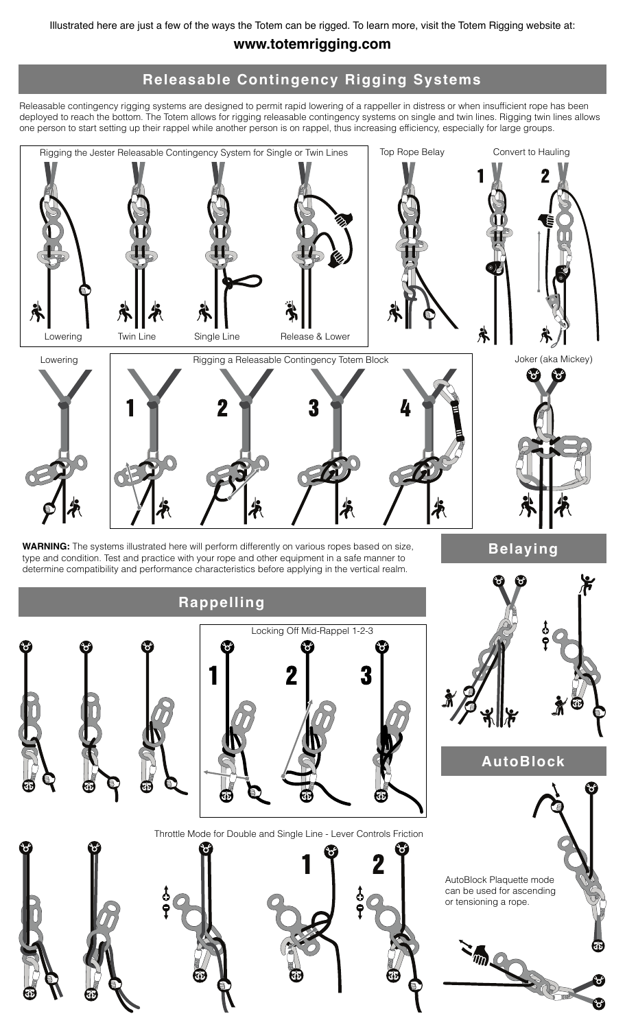Illustrated here are just a few of the ways the Totem can be rigged. To learn more, visit the Totem Rigging website at:

**www.totemrigging.com**

## Releasable Contingency Rigging Systems

Releasable contingency rigging systems are designed to permit rapid lowering of a rappeller in distress or when insufficient rope has been deployed to reach the bottom. The Totem allows for rigging releasable contingency systems on single and twin lines. Rigging twin lines allows one person to start setting up their rappel while another person is on rappel, thus increasing efficiency, especially for large groups.

Rigging the Jester Releasable Contingency System for Single or Twin Lines

Lowering

Twin Line

Single Line

Release & Lower

Top Rope Belay

Convert to Hauling

1

2

Lowering

Rigging a Releasable Contingency Totem Block

1

2

3

4

Joker (aka Mickey)

**WARNING:** The systems illustrated here will perform differently on various ropes based on size, type and condition. Test and practice with your rope and other equipment in a safe manner to determine compatibility and performance characteristics before applying in the vertical realm.

## Belaying

## Rappelling

Locking Off Mid-Rappel 1-2-3

1

2

3

Throttle Mode for Double and Single Line - Lever Controls Friction

1

2

## AutoBlock

AutoBlock Plaquette mode can be used for ascending or tensioning a rope.